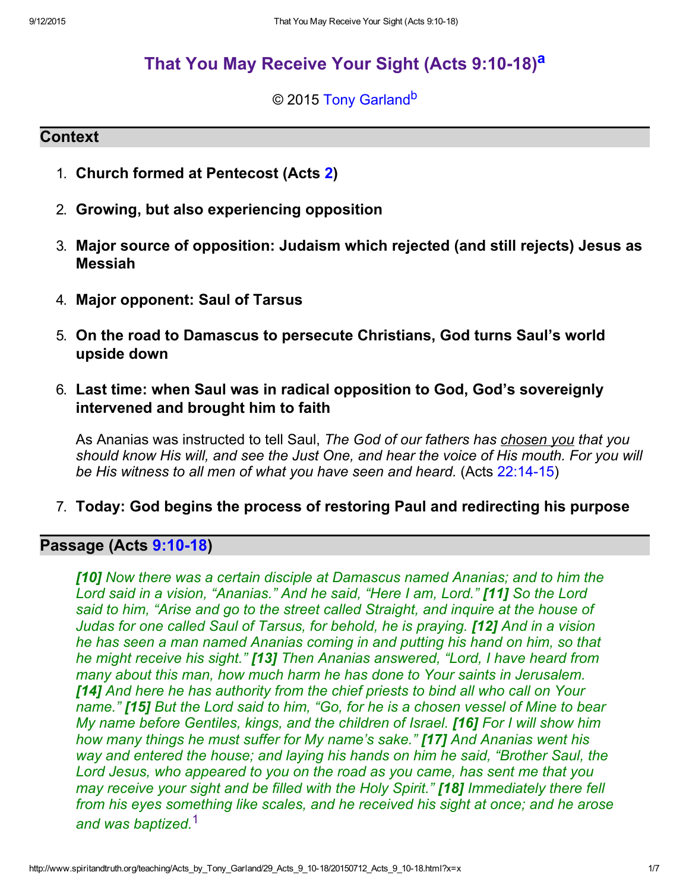# That You May Receive Your Sight (Acts 9:10-18)[a]

© 2015 Tony Garland[b]

## Context

1. **Church formed at Pentecost (Acts 2)**

2. **Growing, but also experiencing opposition**

3. **Major source of opposition: Judaism which rejected (and still rejects) Jesus as Messiah**

4. **Major opponent: Saul of Tarsus**

5. **On the road to Damascus to persecute Christians, God turns Saul's world upside down**

6. **Last time: when Saul was in radical opposition to God, God's sovereignly intervened and brought him to faith**

   As Ananias was instructed to tell Saul, *The God of our fathers has chosen you that you should know His will, and see the Just One, and hear the voice of His mouth. For you will be His witness to all men of what you have seen and heard.* (Acts 22:14-15)

7. **Today: God begins the process of restoring Paul and redirecting his purpose**

## Passage (Acts 9:10-18)

*[10] Now there was a certain disciple at Damascus named Ananias; and to him the Lord said in a vision, "Ananias." And he said, "Here I am, Lord." [11] So the Lord said to him, "Arise and go to the street called Straight, and inquire at the house of Judas for one called Saul of Tarsus, for behold, he is praying. [12] And in a vision he has seen a man named Ananias coming in and putting his hand on him, so that he might receive his sight." [13] Then Ananias answered, "Lord, I have heard from many about this man, how much harm he has done to Your saints in Jerusalem. [14] And here he has authority from the chief priests to bind all who call on Your name." [15] But the Lord said to him, "Go, for he is a chosen vessel of Mine to bear My name before Gentiles, kings, and the children of Israel. [16] For I will show him how many things he must suffer for My name's sake." [17] And Ananias went his way and entered the house; and laying his hands on him he said, "Brother Saul, the Lord Jesus, who appeared to you on the road as you came, has sent me that you may receive your sight and be filled with the Holy Spirit." [18] Immediately there fell from his eyes something like scales, and he received his sight at once; and he arose and was baptized.*[1]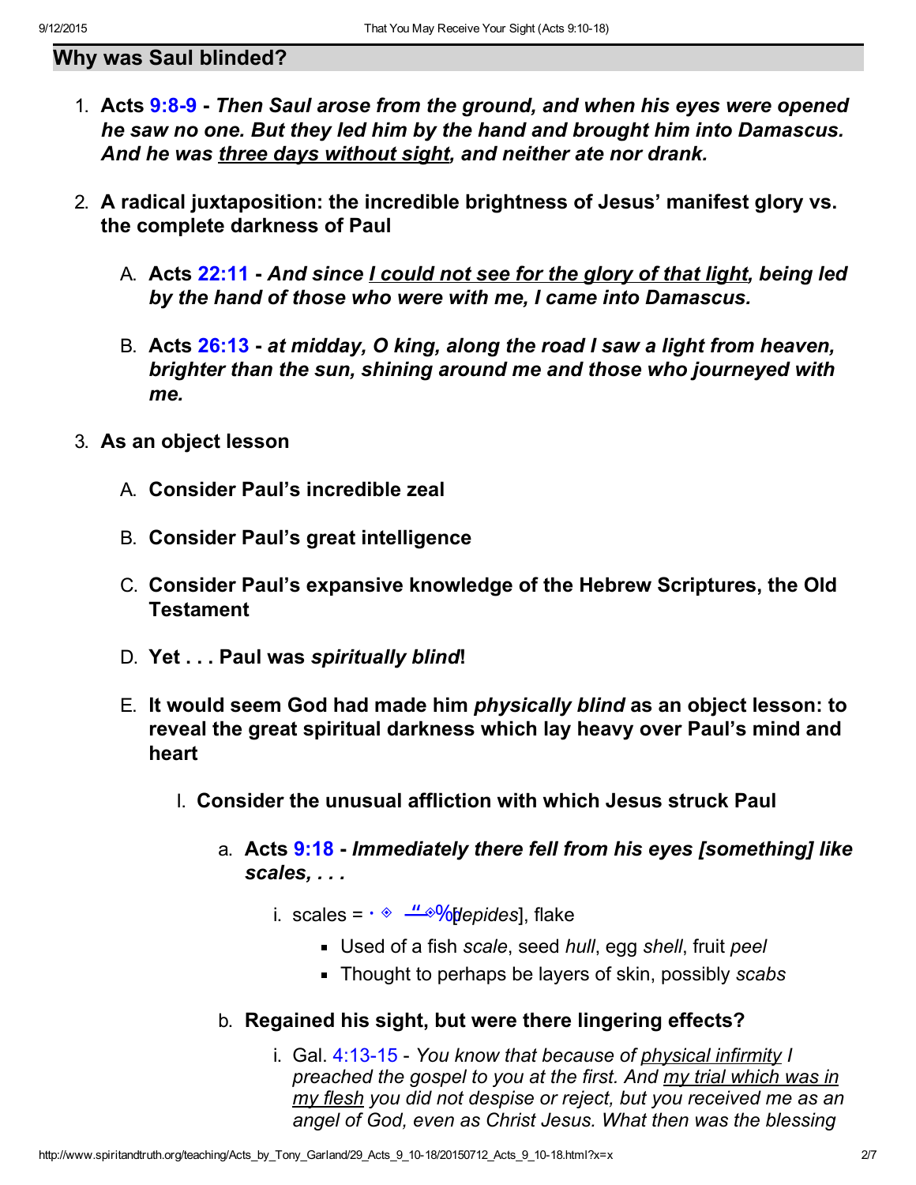## Why was Saul blinded?

1. **Acts 9:8-9 - *Then Saul arose from the ground, and when his eyes were opened he saw no one. But they led him by the hand and brought him into Damascus. And he was <u>three days without sight</u>, and neither ate nor drank.***
2. **A radical juxtaposition: the incredible brightness of Jesus' manifest glory vs. the complete darkness of Paul**
   - A. **Acts 22:11 - *And since <u>I could not see for the glory of that light</u>, being led by the hand of those who were with me, I came into Damascus.***
   - B. **Acts 26:13 - *at midday, O king, along the road I saw a light from heaven, brighter than the sun, shining around me and those who journeyed with me.***
3. **As an object lesson**
   - A. **Consider Paul's incredible zeal**
   - B. **Consider Paul's great intelligence**
   - C. **Consider Paul's expansive knowledge of the Hebrew Scriptures, the Old Testament**
   - D. **Yet . . . Paul was *spiritually blind*!**
   - E. **It would seem God had made him *physically blind* as an object lesson: to reveal the great spiritual darkness which lay heavy over Paul's mind and heart**
     - I. **Consider the unusual affliction with which Jesus struck Paul**
       - a. **Acts 9:18 - *Immediately there fell from his eyes [something] like scales, . . .***
         - i. scales = [*lepides*], flake
           - Used of a fish *scale*, seed *hull*, egg *shell*, fruit *peel*
           - Thought to perhaps be layers of skin, possibly *scabs*
       - b. **Regained his sight, but were there lingering effects?**
         - i. Gal. 4:13-15 - *You know that because of <u>physical infirmity</u> I preached the gospel to you at the first. And <u>my trial which was in my flesh</u> you did not despise or reject, but you received me as an angel of God, even as Christ Jesus. What then was the blessing*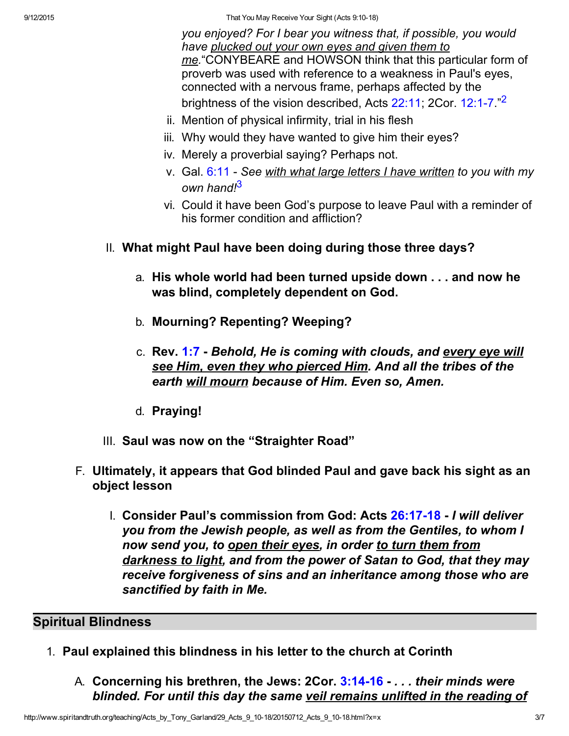*you enjoyed? For I bear you witness that, if possible, you would have plucked out your own eyes and given them to me.*"CONYBEARE and HOWSON think that this particular form of proverb was used with reference to a weakness in Paul's eyes, connected with a nervous frame, perhaps affected by the brightness of the vision described, Acts 22:11; 2Cor. 12:1-7."[2]

ii. Mention of physical infirmity, trial in his flesh

iii. Why would they have wanted to give him their eyes?

iv. Merely a proverbial saying? Perhaps not.

v. Gal. 6:11 - *See with what large letters I have written to you with my own hand!*[3]

vi. Could it have been God's purpose to leave Paul with a reminder of his former condition and affliction?

II. **What might Paul have been doing during those three days?**

a. **His whole world had been turned upside down . . . and now he was blind, completely dependent on God.**

b. **Mourning? Repenting? Weeping?**

c. **Rev. 1:7 - *Behold, He is coming with clouds, and every eye will see Him, even they who pierced Him. And all the tribes of the earth will mourn because of Him. Even so, Amen.***

d. **Praying!**

III. **Saul was now on the "Straighter Road"**

F. **Ultimately, it appears that God blinded Paul and gave back his sight as an object lesson**

I. **Consider Paul's commission from God: Acts 26:17-18 - *I will deliver you from the Jewish people, as well as from the Gentiles, to whom I now send you, to open their eyes, in order to turn them from darkness to light, and from the power of Satan to God, that they may receive forgiveness of sins and an inheritance among those who are sanctified by faith in Me.***

## Spiritual Blindness

1. **Paul explained this blindness in his letter to the church at Corinth**

A. **Concerning his brethren, the Jews: 2Cor. 3:14-16 - *. . . their minds were blinded. For until this day the same veil remains unlifted in the reading of***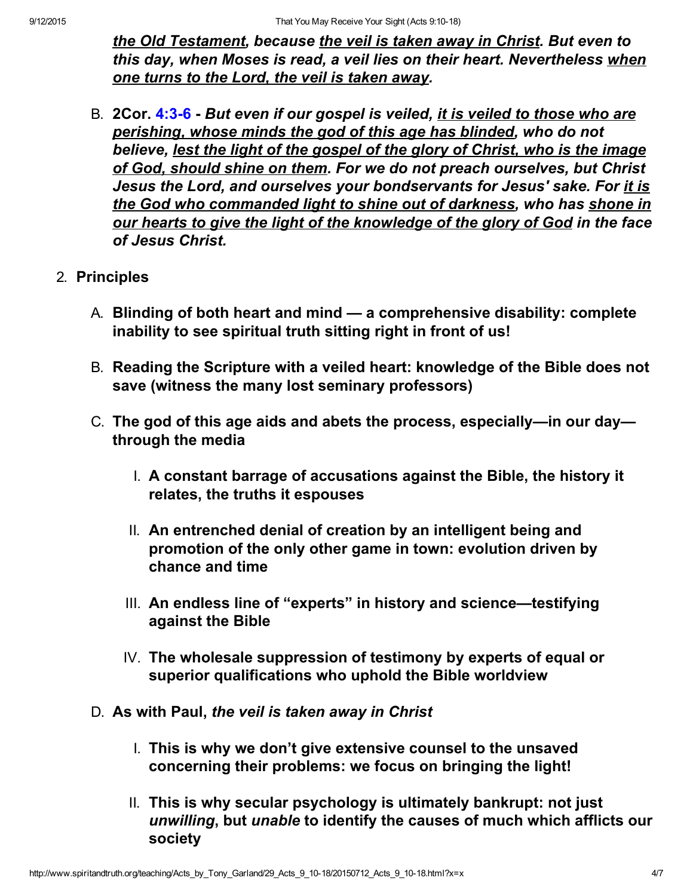***<u>the Old Testament</u>, because <u>the veil is taken away in Christ</u>. But even to this day, when Moses is read, a veil lies on their heart. Nevertheless <u>when one turns to the Lord, the veil is taken away</u>.***

B. **2Cor. 4:3-6 -** ***But even if our gospel is veiled, <u>it is veiled to those who are perishing, whose minds the god of this age has blinded</u>, who do not believe, <u>lest the light of the gospel of the glory of Christ, who is the image of God, should shine on them</u>. For we do not preach ourselves, but Christ Jesus the Lord, and ourselves your bondservants for Jesus' sake. For <u>it is the God who commanded light to shine out of darkness</u>, who has <u>shone in our hearts to give the light of the knowledge of the glory of God</u> in the face of Jesus Christ.***

2. **Principles**

   A. **Blinding of both heart and mind — a comprehensive disability: complete inability to see spiritual truth sitting right in front of us!**

   B. **Reading the Scripture with a veiled heart: knowledge of the Bible does not save (witness the many lost seminary professors)**

   C. **The god of this age aids and abets the process, especially—in our day—through the media**

      I. **A constant barrage of accusations against the Bible, the history it relates, the truths it espouses**

      II. **An entrenched denial of creation by an intelligent being and promotion of the only other game in town: evolution driven by chance and time**

      III. **An endless line of "experts" in history and science—testifying against the Bible**

      IV. **The wholesale suppression of testimony by experts of equal or superior qualifications who uphold the Bible worldview**

   D. **As with Paul, *the veil is taken away in Christ***

      I. **This is why we don't give extensive counsel to the unsaved concerning their problems: we focus on bringing the light!**

      II. **This is why secular psychology is ultimately bankrupt: not just *unwilling*, but *unable* to identify the causes of much which afflicts our society**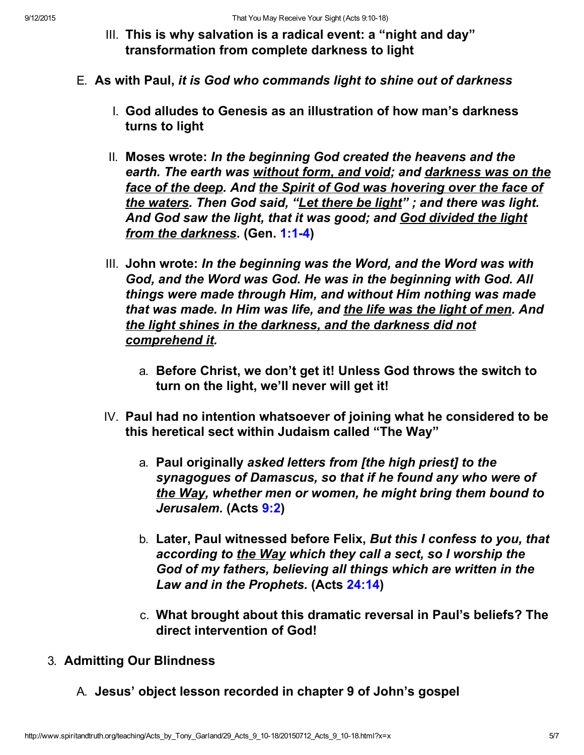III. **This is why salvation is a radical event: a "night and day" transformation from complete darkness to light**

E. **As with Paul, *it is God who commands light to shine out of darkness***

   I. **God alludes to Genesis as an illustration of how man's darkness turns to light**

   II. **Moses wrote: *In the beginning God created the heavens and the earth. The earth was <u>without form, and void</u>; and <u>darkness was on the face of the deep</u>. And <u>the Spirit of God was hovering over the face of the waters</u>. Then God said, "<u>Let there be light</u>" ; and there was light. And God saw the light, that it was good; and <u>God divided the light from the darkness</u>*. (Gen. 1:1-4)**

   III. **John wrote: *In the beginning was the Word, and the Word was with God, and the Word was God. He was in the beginning with God. All things were made through Him, and without Him nothing was made that was made. In Him was life, and <u>the life was the light of men</u>. And <u>the light shines in the darkness, and the darkness did not comprehend it</u>.***

      a. **Before Christ, we don't get it! Unless God throws the switch to turn on the light, we'll never will get it!**

   IV. **Paul had no intention whatsoever of joining what he considered to be this heretical sect within Judaism called "The Way"**

      a. **Paul originally *asked letters from [the high priest] to the synagogues of Damascus, so that if he found any who were of <u>the Way</u>, whether men or women, he might bring them bound to Jerusalem.* (Acts 9:2)**

      b. **Later, Paul witnessed before Felix, *But this I confess to you, that according to <u>the Way</u> which they call a sect, so I worship the God of my fathers, believing all things which are written in the Law and in the Prophets.* (Acts 24:14)**

      c. **What brought about this dramatic reversal in Paul's beliefs? The direct intervention of God!**

3. **Admitting Our Blindness**

   A. **Jesus' object lesson recorded in chapter 9 of John's gospel**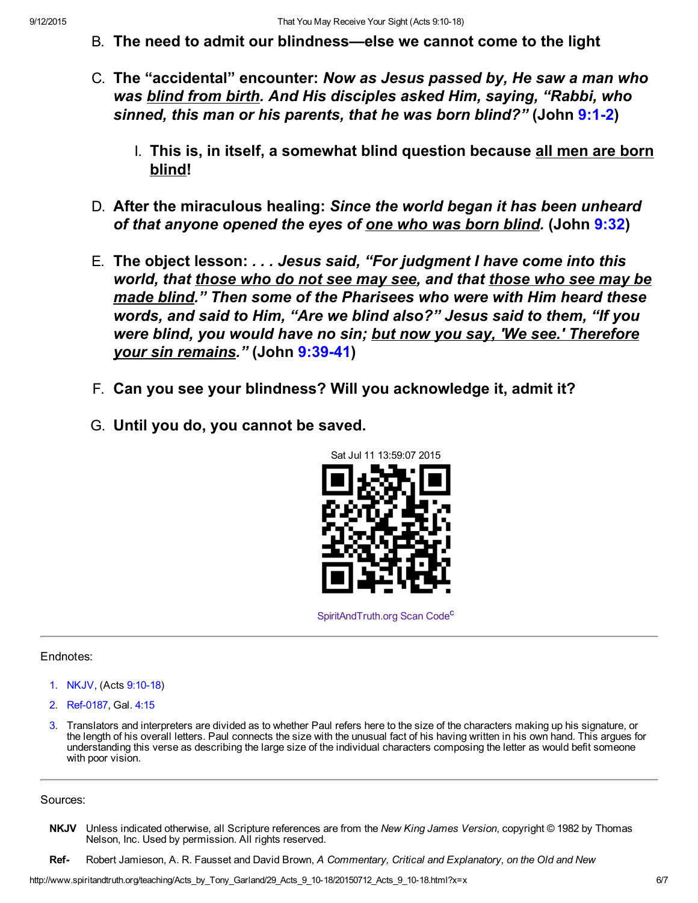B. **The need to admit our blindness—else we cannot come to the light**

C. **The "accidental" encounter:** ***Now as Jesus passed by, He saw a man who was blind from birth. And His disciples asked Him, saying, "Rabbi, who sinned, this man or his parents, that he was born blind?"*** **(John 9:1-2)**

   I. **This is, in itself, a somewhat blind question because all men are born blind!**

D. **After the miraculous healing:** ***Since the world began it has been unheard of that anyone opened the eyes of one who was born blind.*** **(John 9:32)**

E. **The object lesson:** ***. . . Jesus said, "For judgment I have come into this world, that those who do not see may see, and that those who see may be made blind." Then some of the Pharisees who were with Him heard these words, and said to Him, "Are we blind also?" Jesus said to them, "If you were blind, you would have no sin; but now you say, 'We see.' Therefore your sin remains."*** **(John 9:39-41)**

F. **Can you see your blindness? Will you acknowledge it, admit it?**

G. **Until you do, you cannot be saved.**

Sat Jul 11 13:59:07 2015

SpiritAndTruth.org Scan Code[c]

---

Endnotes:

1. NKJV, (Acts 9:10-18)
2. Ref-0187, Gal. 4:15
3. Translators and interpreters are divided as to whether Paul refers here to the size of the characters making up his signature, or the length of his overall letters. Paul connects the size with the unusual fact of his having written in his own hand. This argues for understanding this verse as describing the large size of the individual characters composing the letter as would befit someone with poor vision.

---

Sources:

**NKJV** Unless indicated otherwise, all Scripture references are from the *New King James Version*, copyright © 1982 by Thomas Nelson, Inc. Used by permission. All rights reserved.

**Ref-** Robert Jamieson, A. R. Fausset and David Brown, *A Commentary, Critical and Explanatory, on the Old and New*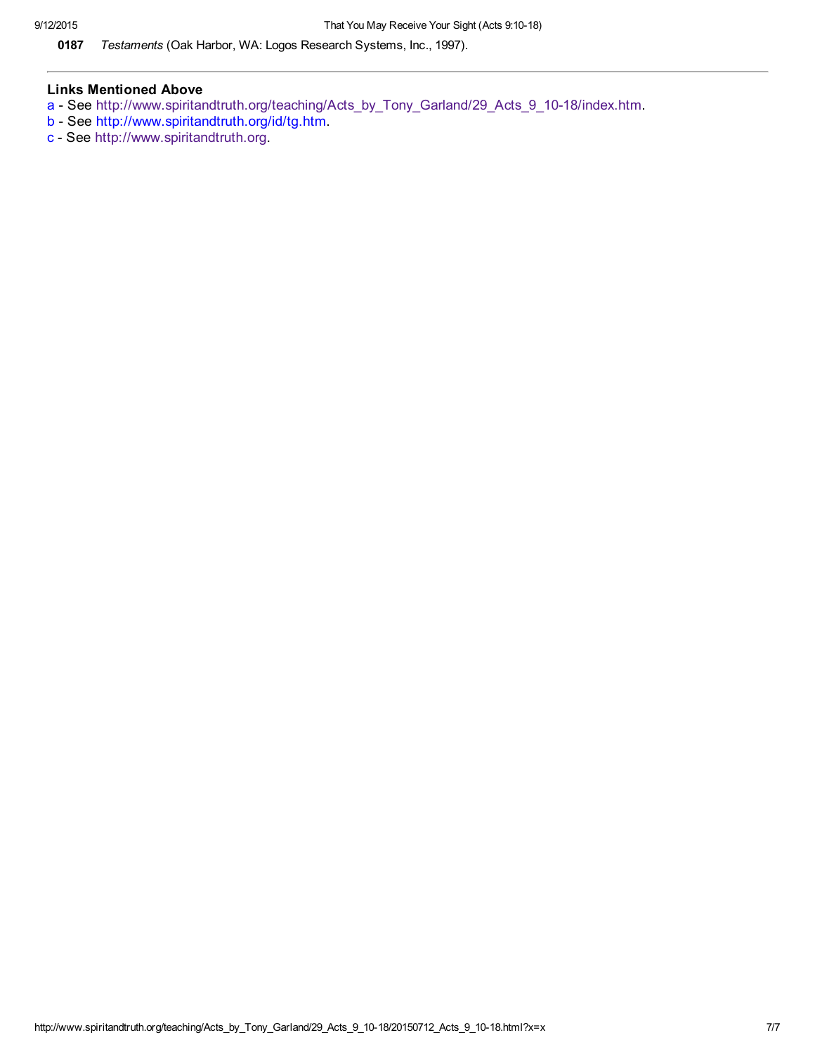**0187** *Testaments* (Oak Harbor, WA: Logos Research Systems, Inc., 1997).

---

### Links Mentioned Above

a - See http://www.spiritandtruth.org/teaching/Acts_by_Tony_Garland/29_Acts_9_10-18/index.htm.
b - See http://www.spiritandtruth.org/id/tg.htm.
c - See http://www.spiritandtruth.org.